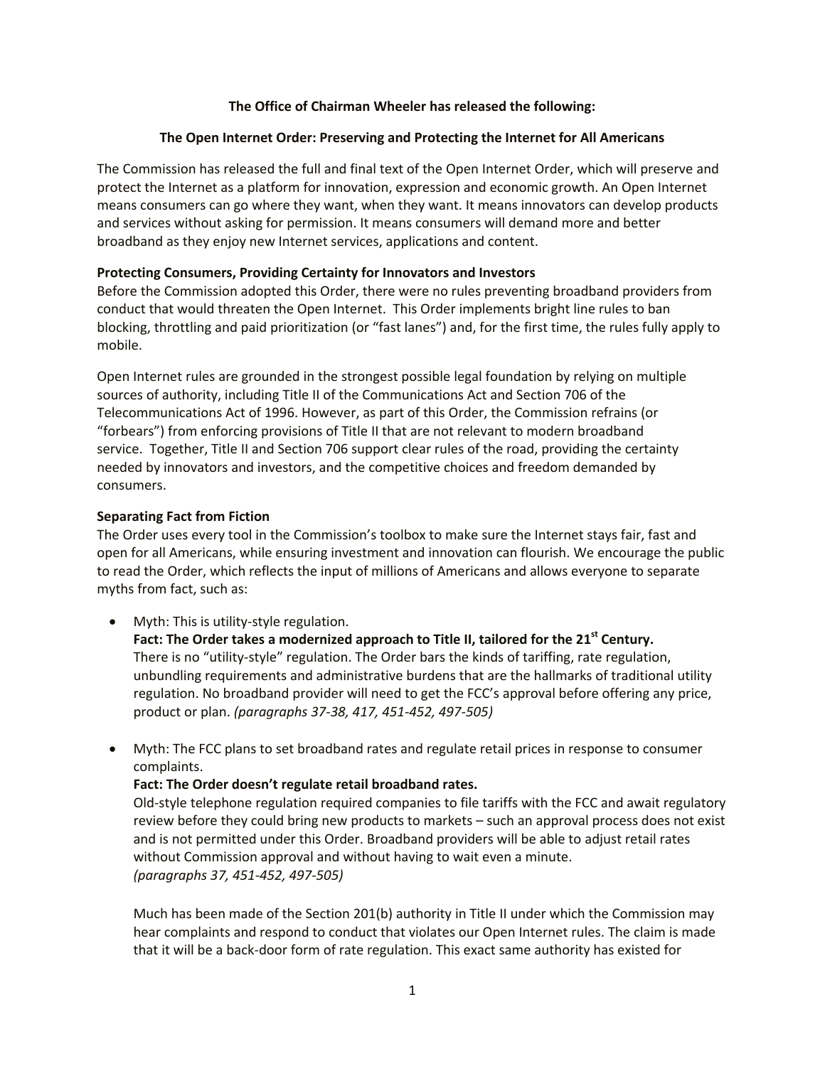**The Office of Chairman Wheeler has released the following:**

**The Open Internet Order: Preserving and Protecting the Internet for All Americans**

The Commission has released the full and final text of the Open Internet Order, which will preserve and protect the Internet as a platform for innovation, expression and economic growth. An Open Internet means consumers can go where they want, when they want. It means innovators can develop products and services without asking for permission. It means consumers will demand more and better broadband as they enjoy new Internet services, applications and content.

**Protecting Consumers, Providing Certainty for Innovators and Investors**

Before the Commission adopted this Order, there were no rules preventing broadband providers from conduct that would threaten the Open Internet. This Order implements bright line rules to ban blocking, throttling and paid prioritization (or "fast lanes") and, for the first time, the rules fully apply to mobile.

Open Internet rules are grounded in the strongest possible legal foundation by relying on multiple sources of authority, including Title II of the Communications Act and Section 706 of the Telecommunications Act of 1996. However, as part of this Order, the Commission refrains (or "forbears") from enforcing provisions of Title II that are not relevant to modern broadband service. Together, Title II and Section 706 support clear rules of the road, providing the certainty needed by innovators and investors, and the competitive choices and freedom demanded by consumers.

**Separating Fact from Fiction**

The Order uses every tool in the Commission's toolbox to make sure the Internet stays fair, fast and open for all Americans, while ensuring investment and innovation can flourish. We encourage the public to read the Order, which reflects the input of millions of Americans and allows everyone to separate myths from fact, such as:

- Myth: This is utility-style regulation.
  **Fact: The Order takes a modernized approach to Title II, tailored for the 21st Century.**
  There is no "utility-style" regulation. The Order bars the kinds of tariffing, rate regulation, unbundling requirements and administrative burdens that are the hallmarks of traditional utility regulation. No broadband provider will need to get the FCC's approval before offering any price, product or plan. *(paragraphs 37-38, 417, 451-452, 497-505)*

- Myth: The FCC plans to set broadband rates and regulate retail prices in response to consumer complaints.
  **Fact: The Order doesn't regulate retail broadband rates.**
  Old-style telephone regulation required companies to file tariffs with the FCC and await regulatory review before they could bring new products to markets – such an approval process does not exist and is not permitted under this Order. Broadband providers will be able to adjust retail rates without Commission approval and without having to wait even a minute.
  *(paragraphs 37, 451-452, 497-505)*

  Much has been made of the Section 201(b) authority in Title II under which the Commission may hear complaints and respond to conduct that violates our Open Internet rules. The claim is made that it will be a back-door form of rate regulation. This exact same authority has existed for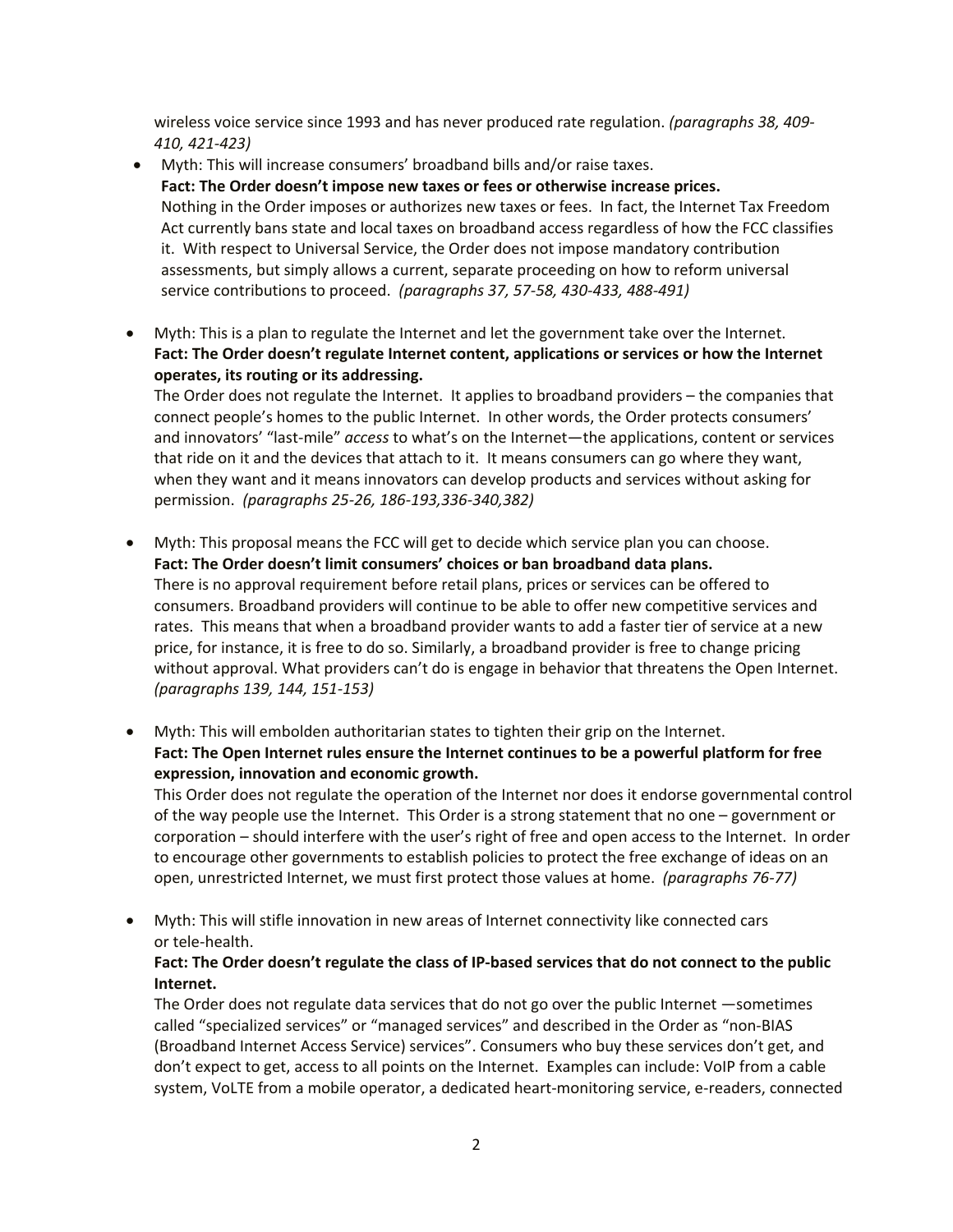wireless voice service since 1993 and has never produced rate regulation. *(paragraphs 38, 409-410, 421-423)*

- Myth: This will increase consumers' broadband bills and/or raise taxes.
  **Fact: The Order doesn't impose new taxes or fees or otherwise increase prices.**
  Nothing in the Order imposes or authorizes new taxes or fees. In fact, the Internet Tax Freedom Act currently bans state and local taxes on broadband access regardless of how the FCC classifies it. With respect to Universal Service, the Order does not impose mandatory contribution assessments, but simply allows a current, separate proceeding on how to reform universal service contributions to proceed. *(paragraphs 37, 57-58, 430-433, 488-491)*

- Myth: This is a plan to regulate the Internet and let the government take over the Internet.
  **Fact: The Order doesn't regulate Internet content, applications or services or how the Internet operates, its routing or its addressing.**
  The Order does not regulate the Internet. It applies to broadband providers – the companies that connect people's homes to the public Internet. In other words, the Order protects consumers' and innovators' "last-mile" *access* to what's on the Internet—the applications, content or services that ride on it and the devices that attach to it. It means consumers can go where they want, when they want and it means innovators can develop products and services without asking for permission. *(paragraphs 25-26, 186-193,336-340,382)*

- Myth: This proposal means the FCC will get to decide which service plan you can choose.
  **Fact: The Order doesn't limit consumers' choices or ban broadband data plans.**
  There is no approval requirement before retail plans, prices or services can be offered to consumers. Broadband providers will continue to be able to offer new competitive services and rates. This means that when a broadband provider wants to add a faster tier of service at a new price, for instance, it is free to do so. Similarly, a broadband provider is free to change pricing without approval. What providers can't do is engage in behavior that threatens the Open Internet. *(paragraphs 139, 144, 151-153)*

- Myth: This will embolden authoritarian states to tighten their grip on the Internet.
  **Fact: The Open Internet rules ensure the Internet continues to be a powerful platform for free expression, innovation and economic growth.**
  This Order does not regulate the operation of the Internet nor does it endorse governmental control of the way people use the Internet. This Order is a strong statement that no one – government or corporation – should interfere with the user's right of free and open access to the Internet. In order to encourage other governments to establish policies to protect the free exchange of ideas on an open, unrestricted Internet, we must first protect those values at home. *(paragraphs 76-77)*

- Myth: This will stifle innovation in new areas of Internet connectivity like connected cars or tele-health.
  **Fact: The Order doesn't regulate the class of IP-based services that do not connect to the public Internet.**
  The Order does not regulate data services that do not go over the public Internet —sometimes called "specialized services" or "managed services" and described in the Order as "non-BIAS (Broadband Internet Access Service) services". Consumers who buy these services don't get, and don't expect to get, access to all points on the Internet. Examples can include: VoIP from a cable system, VoLTE from a mobile operator, a dedicated heart-monitoring service, e-readers, connected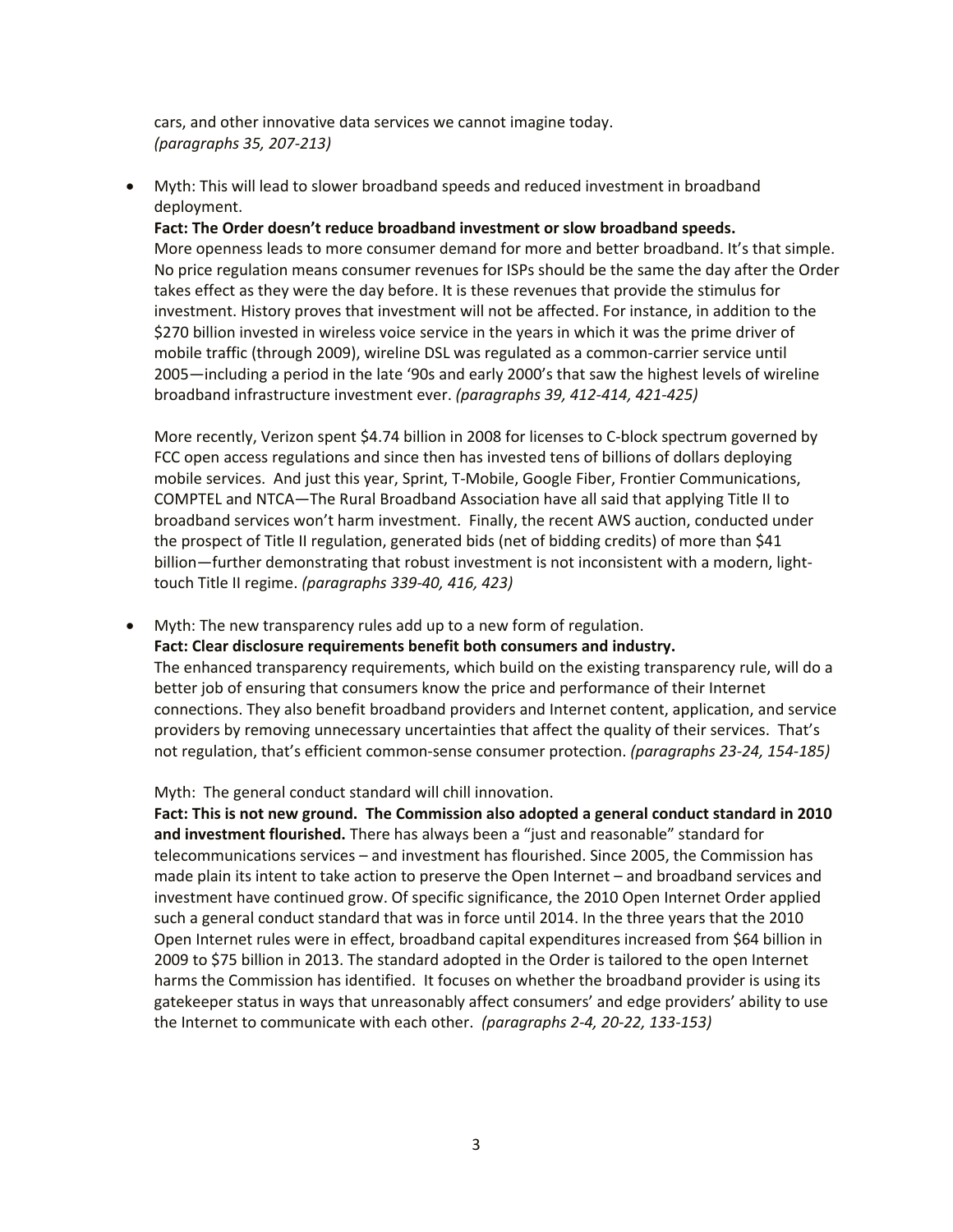cars, and other innovative data services we cannot imagine today. *(paragraphs 35, 207-213)*

- Myth: This will lead to slower broadband speeds and reduced investment in broadband deployment.
  **Fact: The Order doesn't reduce broadband investment or slow broadband speeds.**
  More openness leads to more consumer demand for more and better broadband. It's that simple. No price regulation means consumer revenues for ISPs should be the same the day after the Order takes effect as they were the day before. It is these revenues that provide the stimulus for investment. History proves that investment will not be affected. For instance, in addition to the $270 billion invested in wireless voice service in the years in which it was the prime driver of mobile traffic (through 2009), wireline DSL was regulated as a common-carrier service until 2005—including a period in the late '90s and early 2000's that saw the highest levels of wireline broadband infrastructure investment ever. *(paragraphs 39, 412-414, 421-425)*

  More recently, Verizon spent $4.74 billion in 2008 for licenses to C-block spectrum governed by FCC open access regulations and since then has invested tens of billions of dollars deploying mobile services. And just this year, Sprint, T-Mobile, Google Fiber, Frontier Communications, COMPTEL and NTCA—The Rural Broadband Association have all said that applying Title II to broadband services won't harm investment. Finally, the recent AWS auction, conducted under the prospect of Title II regulation, generated bids (net of bidding credits) of more than $41 billion—further demonstrating that robust investment is not inconsistent with a modern, light-touch Title II regime. *(paragraphs 339-40, 416, 423)*

- Myth: The new transparency rules add up to a new form of regulation.
  **Fact: Clear disclosure requirements benefit both consumers and industry.**
  The enhanced transparency requirements, which build on the existing transparency rule, will do a better job of ensuring that consumers know the price and performance of their Internet connections. They also benefit broadband providers and Internet content, application, and service providers by removing unnecessary uncertainties that affect the quality of their services. That's not regulation, that's efficient common-sense consumer protection. *(paragraphs 23-24, 154-185)*

  Myth: The general conduct standard will chill innovation.
  **Fact: This is not new ground. The Commission also adopted a general conduct standard in 2010 and investment flourished.** There has always been a "just and reasonable" standard for telecommunications services – and investment has flourished. Since 2005, the Commission has made plain its intent to take action to preserve the Open Internet – and broadband services and investment have continued grow. Of specific significance, the 2010 Open Internet Order applied such a general conduct standard that was in force until 2014. In the three years that the 2010 Open Internet rules were in effect, broadband capital expenditures increased from $64 billion in 2009 to $75 billion in 2013. The standard adopted in the Order is tailored to the open Internet harms the Commission has identified. It focuses on whether the broadband provider is using its gatekeeper status in ways that unreasonably affect consumers' and edge providers' ability to use the Internet to communicate with each other. *(paragraphs 2-4, 20-22, 133-153)*